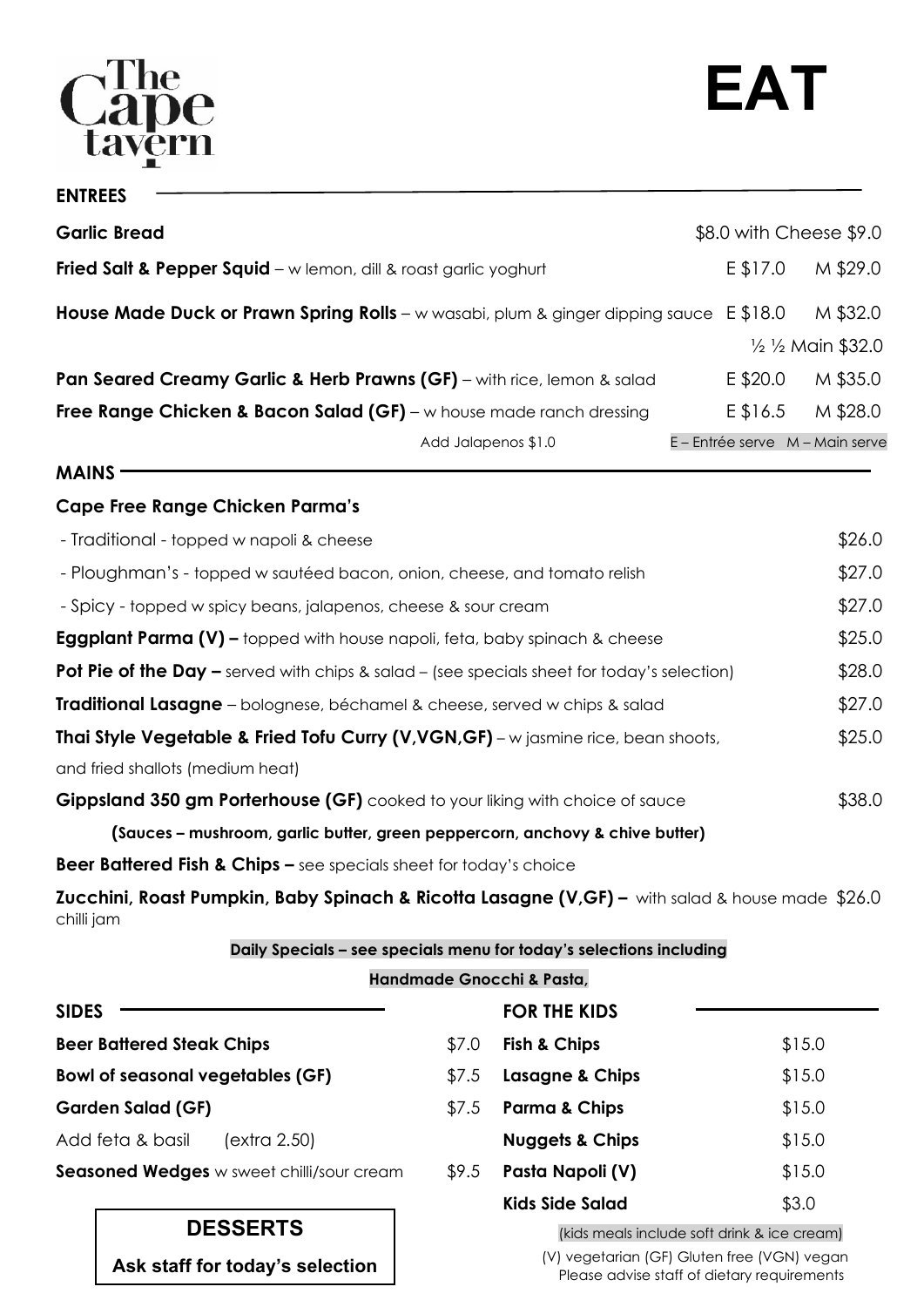# The Cape tavern

# EAT

## ENTREES

| Item | E | M |
|---|---|---|
| **Garlic Bread** | $8.0 | with Cheese $9.0 |
| **Fried Salt & Pepper Squid** – w lemon, dill & roast garlic yoghurt | E $17.0 | M $29.0 |
| **House Made Duck or Prawn Spring Rolls** – w wasabi, plum & ginger dipping sauce | E $18.0 | M $32.0 |
| | | ½ ½ Main $32.0 |
| **Pan Seared Creamy Garlic & Herb Prawns (GF)** – with rice, lemon & salad | E $20.0 | M $35.0 |
| **Free Range Chicken & Bacon Salad (GF)** – w house made ranch dressing | E $16.5 | M $28.0 |
| Add Jalapenos $1.0 | | |

E – Entrée serve M – Main serve

## MAINS

**Cape Free Range Chicken Parma's**

- Traditional - topped w napoli & cheese $26.0
- Ploughman's - topped w sautéed bacon, onion, cheese, and tomato relish $27.0
- Spicy - topped w spicy beans, jalapenos, cheese & sour cream $27.0

**Eggplant Parma (V) –** topped with house napoli, feta, baby spinach & cheese $25.0

**Pot Pie of the Day –** served with chips & salad – (see specials sheet for today's selection) $28.0

**Traditional Lasagne** – bolognese, béchamel & cheese, served w chips & salad $27.0

**Thai Style Vegetable & Fried Tofu Curry (V,VGN,GF)** – w jasmine rice, bean shoots, and fried shallots (medium heat) $25.0

**Gippsland 350 gm Porterhouse (GF)** cooked to your liking with choice of sauce $38.0

**(Sauces – mushroom, garlic butter, green peppercorn, anchovy & chive butter)**

**Beer Battered Fish & Chips –** see specials sheet for today's choice

**Zucchini, Roast Pumpkin, Baby Spinach & Ricotta Lasagne (V,GF) –** with salad & house made chilli jam $26.0

**Daily Specials – see specials menu for today's selections including**

**Handmade Gnocchi & Pasta,**

## SIDES

| Item | Price |
|---|---|
| **Beer Battered Steak Chips** | $7.0 |
| **Bowl of seasonal vegetables (GF)** | $7.5 |
| **Garden Salad (GF)** | $7.5 |
| Add feta & basil (extra 2.50) | |
| **Seasoned Wedges** w sweet chilli/sour cream | $9.5 |

## FOR THE KIDS

| Item | Price |
|---|---|
| **Fish & Chips** | $15.0 |
| **Lasagne & Chips** | $15.0 |
| **Parma & Chips** | $15.0 |
| **Nuggets & Chips** | $15.0 |
| **Pasta Napoli (V)** | $15.0 |
| **Kids Side Salad** | $3.0 |

(kids meals include soft drink & ice cream)

## DESSERTS

**Ask staff for today's selection**

(V) vegetarian (GF) Gluten free (VGN) vegan
Please advise staff of dietary requirements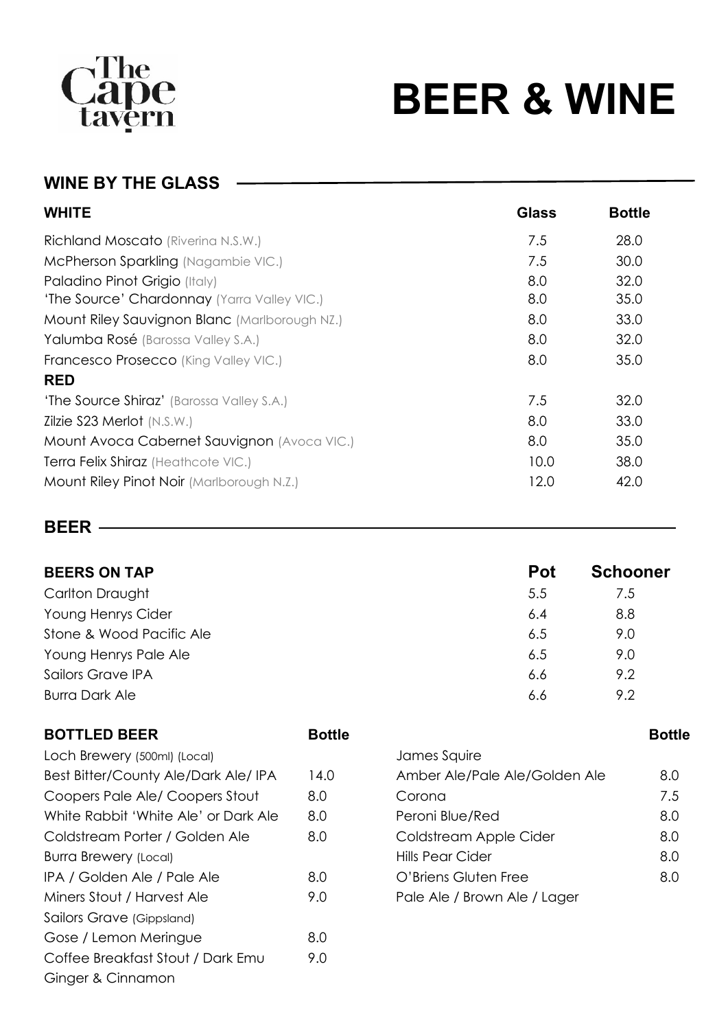The Cape tavern

# BEER & WINE

## WINE BY THE GLASS

| WHITE | Glass | Bottle |
|---|---|---|
| Richland Moscato (Riverina N.S.W.) | 7.5 | 28.0 |
| McPherson Sparkling (Nagambie VIC.) | 7.5 | 30.0 |
| Paladino Pinot Grigio (Italy) | 8.0 | 32.0 |
| 'The Source' Chardonnay (Yarra Valley VIC.) | 8.0 | 35.0 |
| Mount Riley Sauvignon Blanc (Marlborough NZ.) | 8.0 | 33.0 |
| Yalumba Rosé (Barossa Valley S.A.) | 8.0 | 32.0 |
| Francesco Prosecco (King Valley VIC.) | 8.0 | 35.0 |
| **RED** | | |
| 'The Source Shiraz' (Barossa Valley S.A.) | 7.5 | 32.0 |
| Zilzie S23 Merlot (N.S.W.) | 8.0 | 33.0 |
| Mount Avoca Cabernet Sauvignon (Avoca VIC.) | 8.0 | 35.0 |
| Terra Felix Shiraz (Heathcote VIC.) | 10.0 | 38.0 |
| Mount Riley Pinot Noir (Marlborough N.Z.) | 12.0 | 42.0 |

## BEER

| BEERS ON TAP | Pot | Schooner |
|---|---|---|
| Carlton Draught | 5.5 | 7.5 |
| Young Henrys Cider | 6.4 | 8.8 |
| Stone & Wood Pacific Ale | 6.5 | 9.0 |
| Young Henrys Pale Ale | 6.5 | 9.0 |
| Sailors Grave IPA | 6.6 | 9.2 |
| Burra Dark Ale | 6.6 | 9.2 |

| BOTTLED BEER | Bottle |
|---|---|
| Loch Brewery (500ml) (Local) | |
| Best Bitter/County Ale/Dark Ale/ IPA | 14.0 |
| Coopers Pale Ale/ Coopers Stout | 8.0 |
| White Rabbit 'White Ale' or Dark Ale | 8.0 |
| Coldstream Porter / Golden Ale | 8.0 |
| Burra Brewery (Local) | |
| IPA / Golden Ale / Pale Ale | 8.0 |
| Miners Stout / Harvest Ale | 9.0 |
| Sailors Grave (Gippsland) | |
| Gose / Lemon Meringue | 8.0 |
| Coffee Breakfast Stout / Dark Emu Ginger & Cinnamon | 9.0 |

| | Bottle |
|---|---|
| James Squire | |
| Amber Ale/Pale Ale/Golden Ale | 8.0 |
| Corona | 7.5 |
| Peroni Blue/Red | 8.0 |
| Coldstream Apple Cider | 8.0 |
| Hills Pear Cider | 8.0 |
| O'Briens Gluten Free | 8.0 |
| Pale Ale / Brown Ale / Lager | |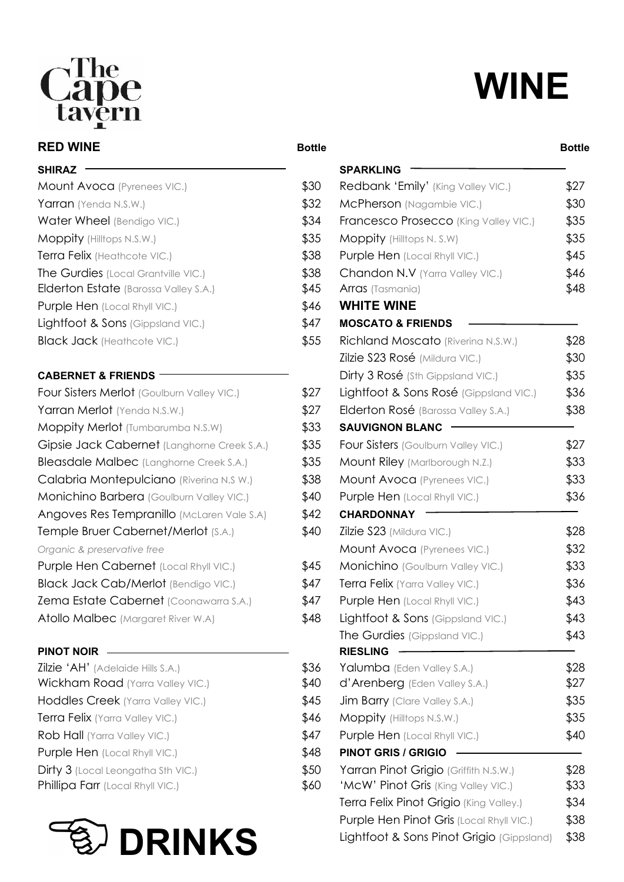The Cape tavern

# WINE

## RED WINE

| SHIRAZ | Bottle |
|---|---|
| Mount Avoca (Pyrenees VIC.) | $30 |
| Yarran (Yenda N.S.W.) | $32 |
| Water Wheel (Bendigo VIC.) | $34 |
| Moppity (Hilltops N.S.W.) | $35 |
| Terra Felix (Heathcote VIC.) | $38 |
| The Gurdies (Local Grantville VIC.) | $38 |
| Elderton Estate (Barossa Valley S.A.) | $45 |
| Purple Hen (Local Rhyll VIC.) | $46 |
| Lightfoot & Sons (Gippsland VIC.) | $47 |
| Black Jack (Heathcote VIC.) | $55 |

| CABERNET & FRIENDS | Bottle |
|---|---|
| Four Sisters Merlot (Goulburn Valley VIC.) | $27 |
| Yarran Merlot (Yenda N.S.W.) | $27 |
| Moppity Merlot (Tumbarumba N.S.W) | $33 |
| Gipsie Jack Cabernet (Langhorne Creek S.A.) | $35 |
| Bleasdale Malbec (Langhorne Creek S.A.) | $35 |
| Calabria Montepulciano (Riverina N.S W.) | $38 |
| Monichino Barbera (Goulburn Valley VIC.) | $40 |
| Angoves Res Tempranillo (McLaren Vale S.A) | $42 |
| Temple Bruer Cabernet/Merlot (S.A.) *Organic & preservative free* | $40 |
| Purple Hen Cabernet (Local Rhyll VIC.) | $45 |
| Black Jack Cab/Merlot (Bendigo VIC.) | $47 |
| Zema Estate Cabernet (Coonawarra S.A.) | $47 |
| Atollo Malbec (Margaret River W.A) | $48 |

| PINOT NOIR | Bottle |
|---|---|
| Zilzie 'AH' (Adelaide Hills S.A.) | $36 |
| Wickham Road (Yarra Valley VIC.) | $40 |
| Hoddles Creek (Yarra Valley VIC.) | $45 |
| Terra Felix (Yarra Valley VIC.) | $46 |
| Rob Hall (Yarra Valley VIC.) | $47 |
| Purple Hen (Local Rhyll VIC.) | $48 |
| Dirty 3 (Local Leongatha Sth VIC.) | $50 |
| Phillipa Farr (Local Rhyll VIC.) | $60 |

☞ **DRINKS**

| SPARKLING | Bottle |
|---|---|
| Redbank 'Emily' (King Valley VIC.) | $27 |
| McPherson (Nagambie VIC.) | $30 |
| Francesco Prosecco (King Valley VIC.) | $35 |
| Moppity (Hilltops N. S.W) | $35 |
| Purple Hen (Local Rhyll VIC.) | $45 |
| Chandon N.V (Yarra Valley VIC.) | $46 |
| Arras (Tasmania) | $48 |

## WHITE WINE

| MOSCATO & FRIENDS | Bottle |
|---|---|
| Richland Moscato (Riverina N.S.W.) | $28 |
| Zilzie S23 Rosé (Mildura VIC.) | $30 |
| Dirty 3 Rosé (Sth Gippsland VIC.) | $35 |
| Lightfoot & Sons Rosé (Gippsland VIC.) | $36 |
| Elderton Rosé (Barossa Valley S.A.) | $38 |

| SAUVIGNON BLANC | Bottle |
|---|---|
| Four Sisters (Goulburn Valley VIC.) | $27 |
| Mount Riley (Marlborough N.Z.) | $33 |
| Mount Avoca (Pyrenees VIC.) | $33 |
| Purple Hen (Local Rhyll VIC.) | $36 |

| CHARDONNAY | Bottle |
|---|---|
| Zilzie S23 (Mildura VIC.) | $28 |
| Mount Avoca (Pyrenees VIC.) | $32 |
| Monichino (Goulburn Valley VIC.) | $33 |
| Terra Felix (Yarra Valley VIC.) | $36 |
| Purple Hen (Local Rhyll VIC.) | $43 |
| Lightfoot & Sons (Gippsland VIC.) | $43 |
| The Gurdies (Gippsland VIC.) | $43 |

| RIESLING | Bottle |
|---|---|
| Yalumba (Eden Valley S.A.) | $28 |
| d'Arenberg (Eden Valley S.A.) | $27 |
| Jim Barry (Clare Valley S.A.) | $35 |
| Moppity (Hilltops N.S.W.) | $35 |
| Purple Hen (Local Rhyll VIC.) | $40 |

| PINOT GRIS / GRIGIO | Bottle |
|---|---|
| Yarran Pinot Grigio (Griffith N.S.W.) | $28 |
| 'McW' Pinot Gris (King Valley VIC.) | $33 |
| Terra Felix Pinot Grigio (King Valley.) | $34 |
| Purple Hen Pinot Gris (Local Rhyll VIC.) | $38 |
| Lightfoot & Sons Pinot Grigio (Gippsland) | $38 |